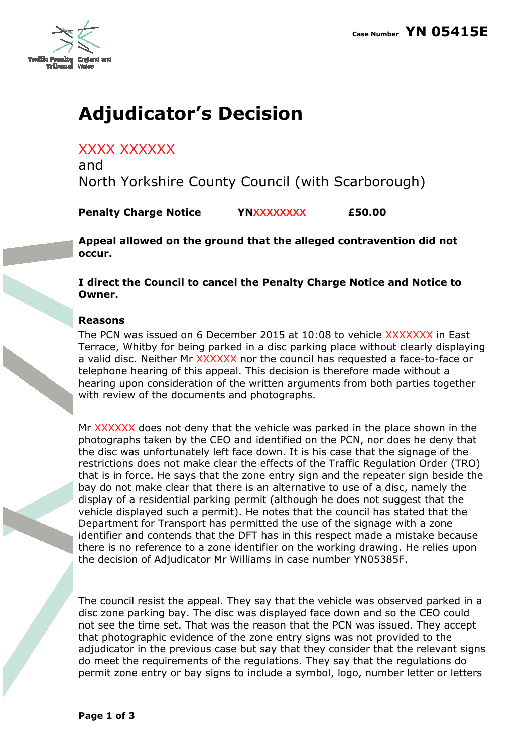Case Number **YN 05415E**

# Adjudicator's Decision

XXXX XXXXXX

and

North Yorkshire County Council (with Scarborough)

**Penalty Charge Notice** **YNXXXXXXXX** **£50.00**

**Appeal allowed on the ground that the alleged contravention did not occur.**

**I direct the Council to cancel the Penalty Charge Notice and Notice to Owner.**

### Reasons

The PCN was issued on 6 December 2015 at 10:08 to vehicle XXXXXXX in East Terrace, Whitby for being parked in a disc parking place without clearly displaying a valid disc. Neither Mr XXXXXX nor the council has requested a face-to-face or telephone hearing of this appeal. This decision is therefore made without a hearing upon consideration of the written arguments from both parties together with review of the documents and photographs.

Mr XXXXXX does not deny that the vehicle was parked in the place shown in the photographs taken by the CEO and identified on the PCN, nor does he deny that the disc was unfortunately left face down. It is his case that the signage of the restrictions does not make clear the effects of the Traffic Regulation Order (TRO) that is in force. He says that the zone entry sign and the repeater sign beside the bay do not make clear that there is an alternative to use of a disc, namely the display of a residential parking permit (although he does not suggest that the vehicle displayed such a permit). He notes that the council has stated that the Department for Transport has permitted the use of the signage with a zone identifier and contends that the DFT has in this respect made a mistake because there is no reference to a zone identifier on the working drawing. He relies upon the decision of Adjudicator Mr Williams in case number YN05385F.

The council resist the appeal. They say that the vehicle was observed parked in a disc zone parking bay. The disc was displayed face down and so the CEO could not see the time set. That was the reason that the PCN was issued. They accept that photographic evidence of the zone entry signs was not provided to the adjudicator in the previous case but say that they consider that the relevant signs do meet the requirements of the regulations. They say that the regulations do permit zone entry or bay signs to include a symbol, logo, number letter or letters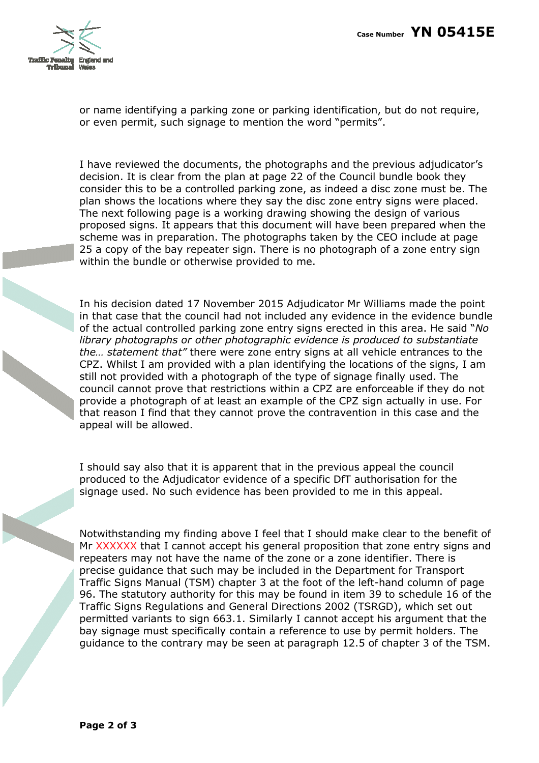or name identifying a parking zone or parking identification, but do not require, or even permit, such signage to mention the word "permits".

I have reviewed the documents, the photographs and the previous adjudicator's decision. It is clear from the plan at page 22 of the Council bundle book they consider this to be a controlled parking zone, as indeed a disc zone must be. The plan shows the locations where they say the disc zone entry signs were placed. The next following page is a working drawing showing the design of various proposed signs. It appears that this document will have been prepared when the scheme was in preparation. The photographs taken by the CEO include at page 25 a copy of the bay repeater sign. There is no photograph of a zone entry sign within the bundle or otherwise provided to me.

In his decision dated 17 November 2015 Adjudicator Mr Williams made the point in that case that the council had not included any evidence in the evidence bundle of the actual controlled parking zone entry signs erected in this area. He said "*No library photographs or other photographic evidence is produced to substantiate the… statement that"* there were zone entry signs at all vehicle entrances to the CPZ. Whilst I am provided with a plan identifying the locations of the signs, I am still not provided with a photograph of the type of signage finally used. The council cannot prove that restrictions within a CPZ are enforceable if they do not provide a photograph of at least an example of the CPZ sign actually in use. For that reason I find that they cannot prove the contravention in this case and the appeal will be allowed.

I should say also that it is apparent that in the previous appeal the council produced to the Adjudicator evidence of a specific DfT authorisation for the signage used. No such evidence has been provided to me in this appeal.

Notwithstanding my finding above I feel that I should make clear to the benefit of Mr XXXXXX that I cannot accept his general proposition that zone entry signs and repeaters may not have the name of the zone or a zone identifier. There is precise guidance that such may be included in the Department for Transport Traffic Signs Manual (TSM) chapter 3 at the foot of the left-hand column of page 96. The statutory authority for this may be found in item 39 to schedule 16 of the Traffic Signs Regulations and General Directions 2002 (TSRGD), which set out permitted variants to sign 663.1. Similarly I cannot accept his argument that the bay signage must specifically contain a reference to use by permit holders. The guidance to the contrary may be seen at paragraph 12.5 of chapter 3 of the TSM.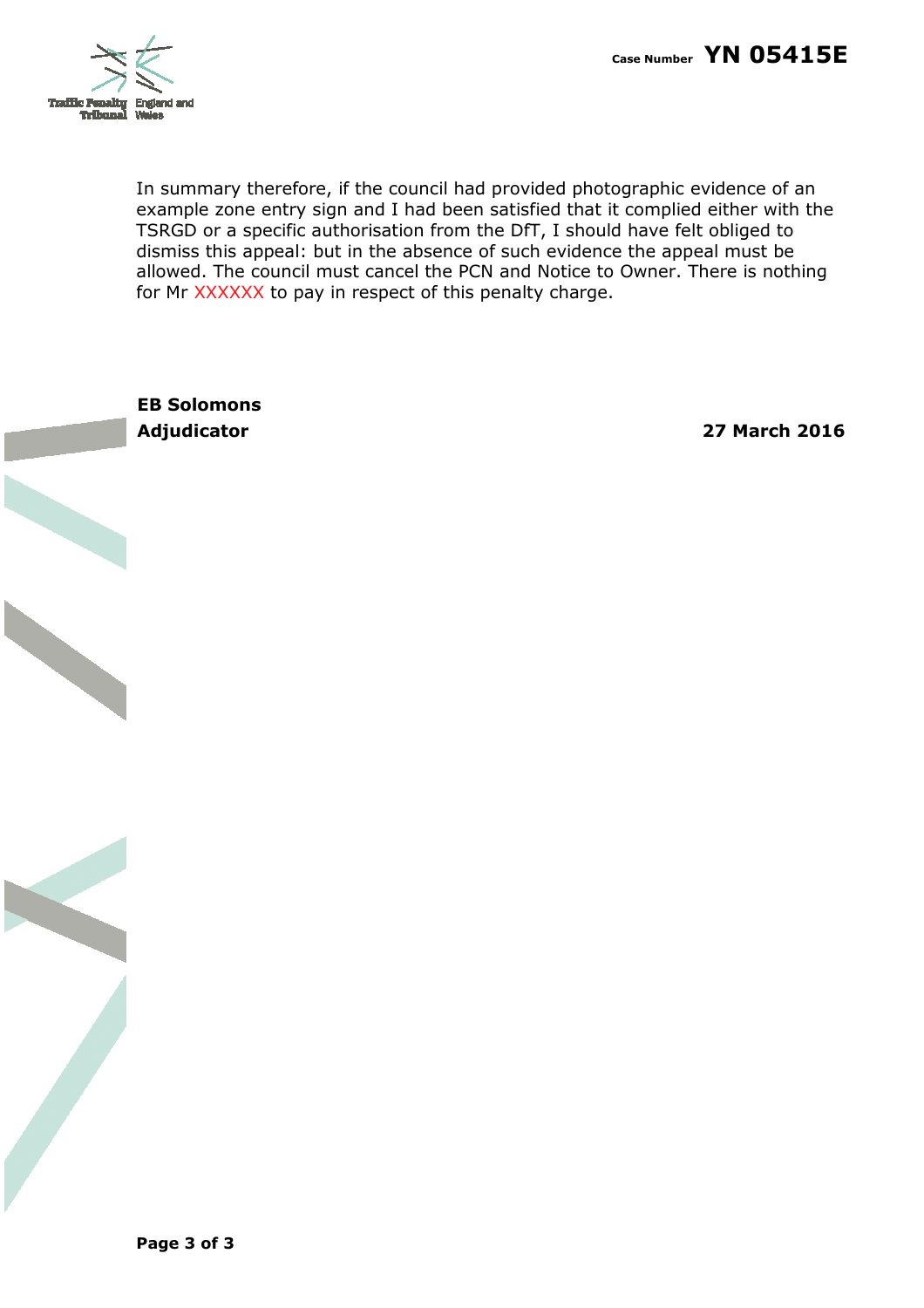In summary therefore, if the council had provided photographic evidence of an example zone entry sign and I had been satisfied that it complied either with the TSRGD or a specific authorisation from the DfT, I should have felt obliged to dismiss this appeal: but in the absence of such evidence the appeal must be allowed. The council must cancel the PCN and Notice to Owner. There is nothing for Mr XXXXXX to pay in respect of this penalty charge.

**EB Solomons**
**Adjudicator** **27 March 2016**